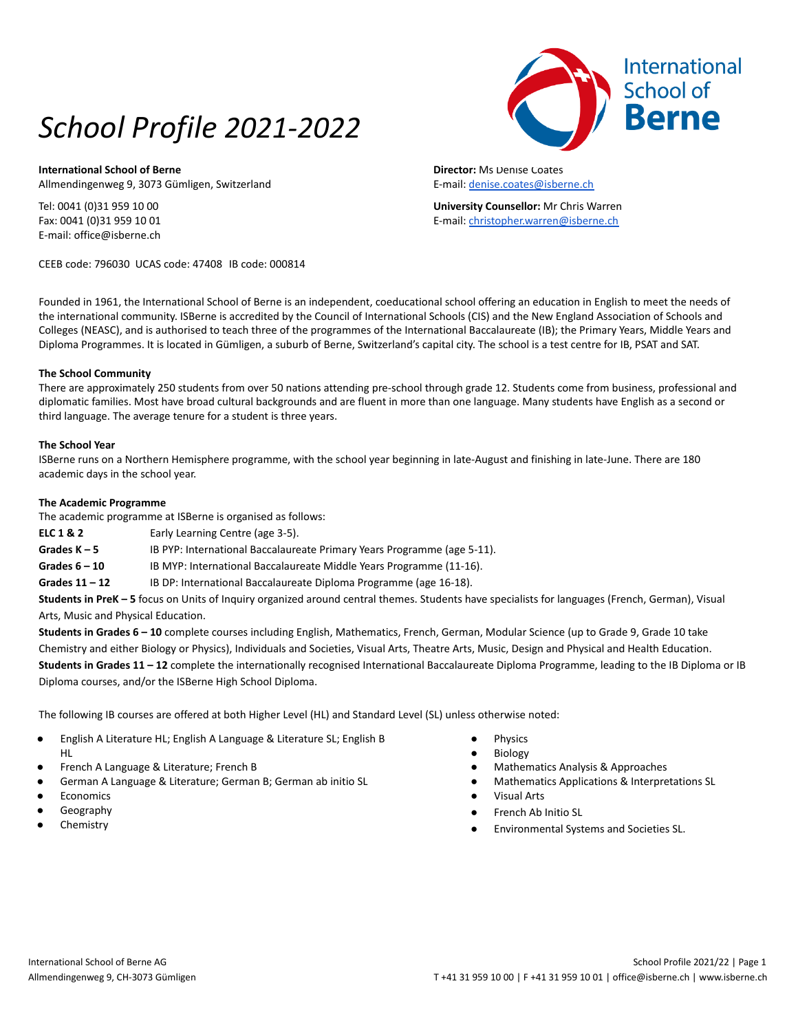# *School Profile 2021-2022*

**International School of Berne**
Allmendingenweg 9, 3073 Gümligen, Switzerland

Tel: 0041 (0)31 959 10 00
Fax: 0041 (0)31 959 10 01
E-mail: office@isberne.ch

CEEB code: 796030 UCAS code: 47408 IB code: 000814

**Director:** Ms Denise Coates
E-mail: denise.coates@isberne.ch

**University Counsellor:** Mr Chris Warren
E-mail: christopher.warren@isberne.ch

Founded in 1961, the International School of Berne is an independent, coeducational school offering an education in English to meet the needs of the international community. ISBerne is accredited by the Council of International Schools (CIS) and the New England Association of Schools and Colleges (NEASC), and is authorised to teach three of the programmes of the International Baccalaureate (IB); the Primary Years, Middle Years and Diploma Programmes. It is located in Gümligen, a suburb of Berne, Switzerland's capital city. The school is a test centre for IB, PSAT and SAT.

**The School Community**

There are approximately 250 students from over 50 nations attending pre-school through grade 12. Students come from business, professional and diplomatic families. Most have broad cultural backgrounds and are fluent in more than one language. Many students have English as a second or third language. The average tenure for a student is three years.

**The School Year**

ISBerne runs on a Northern Hemisphere programme, with the school year beginning in late-August and finishing in late-June. There are 180 academic days in the school year.

**The Academic Programme**

The academic programme at ISBerne is organised as follows:

**ELC 1 & 2** Early Learning Centre (age 3-5).
**Grades K – 5** IB PYP: International Baccalaureate Primary Years Programme (age 5-11).
**Grades 6 – 10** IB MYP: International Baccalaureate Middle Years Programme (11-16).
**Grades 11 – 12** IB DP: International Baccalaureate Diploma Programme (age 16-18).

**Students in PreK – 5** focus on Units of Inquiry organized around central themes. Students have specialists for languages (French, German), Visual Arts, Music and Physical Education.

**Students in Grades 6 – 10** complete courses including English, Mathematics, French, German, Modular Science (up to Grade 9, Grade 10 take Chemistry and either Biology or Physics), Individuals and Societies, Visual Arts, Theatre Arts, Music, Design and Physical and Health Education.

**Students in Grades 11 – 12** complete the internationally recognised International Baccalaureate Diploma Programme, leading to the IB Diploma or IB Diploma courses, and/or the ISBerne High School Diploma.

The following IB courses are offered at both Higher Level (HL) and Standard Level (SL) unless otherwise noted:

- English A Literature HL; English A Language & Literature SL; English B HL
- French A Language & Literature; French B
- German A Language & Literature; German B; German ab initio SL
- Economics
- Geography
- Chemistry
- Physics
- Biology
- Mathematics Analysis & Approaches
- Mathematics Applications & Interpretations SL
- Visual Arts
- French Ab Initio SL
- Environmental Systems and Societies SL.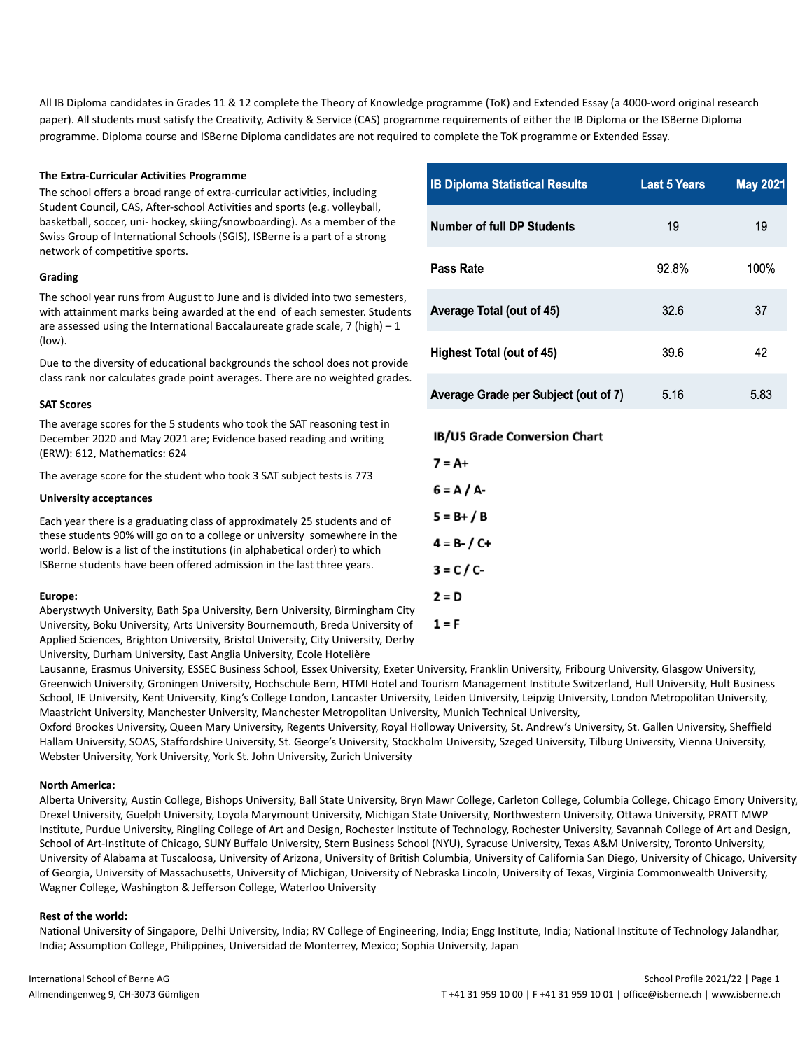All IB Diploma candidates in Grades 11 & 12 complete the Theory of Knowledge programme (ToK) and Extended Essay (a 4000-word original research paper). All students must satisfy the Creativity, Activity & Service (CAS) programme requirements of either the IB Diploma or the ISBerne Diploma programme. Diploma course and ISBerne Diploma candidates are not required to complete the ToK programme or Extended Essay.

**The Extra-Curricular Activities Programme**

The school offers a broad range of extra-curricular activities, including Student Council, CAS, After-school Activities and sports (e.g. volleyball, basketball, soccer, uni- hockey, skiing/snowboarding). As a member of the Swiss Group of International Schools (SGIS), ISBerne is a part of a strong network of competitive sports.

**Grading**

The school year runs from August to June and is divided into two semesters, with attainment marks being awarded at the end of each semester. Students are assessed using the International Baccalaureate grade scale, 7 (high) – 1 (low).

Due to the diversity of educational backgrounds the school does not provide class rank nor calculates grade point averages. There are no weighted grades.

**SAT Scores**

The average scores for the 5 students who took the SAT reasoning test in December 2020 and May 2021 are; Evidence based reading and writing (ERW): 612, Mathematics: 624

The average score for the student who took 3 SAT subject tests is 773

**University acceptances**

Each year there is a graduating class of approximately 25 students and of these students 90% will go on to a college or university somewhere in the world. Below is a list of the institutions (in alphabetical order) to which ISBerne students have been offered admission in the last three years.

| IB Diploma Statistical Results | Last 5 Years | May 2021 |
|---|---|---|
| Number of full DP Students | 19 | 19 |
| Pass Rate | 92.8% | 100% |
| Average Total (out of 45) | 32.6 | 37 |
| Highest Total (out of 45) | 39.6 | 42 |
| Average Grade per Subject (out of 7) | 5.16 | 5.83 |

**IB/US Grade Conversion Chart**

**7 = A+**

**6 = A / A-**

**5 = B+ / B**

**4 = B- / C+**

**3 = C / C-**

**2 = D**

**1 = F**

**Europe:**

Aberystwyth University, Bath Spa University, Bern University, Birmingham City University, Boku University, Arts University Bournemouth, Breda University of Applied Sciences, Brighton University, Bristol University, City University, Derby University, Durham University, East Anglia University, Ecole Hotelière Lausanne, Erasmus University, ESSEC Business School, Essex University, Exeter University, Franklin University, Fribourg University, Glasgow University, Greenwich University, Groningen University, Hochschule Bern, HTMI Hotel and Tourism Management Institute Switzerland, Hull University, Hult Business School, IE University, Kent University, King's College London, Lancaster University, Leiden University, Leipzig University, London Metropolitan University, Maastricht University, Manchester University, Manchester Metropolitan University, Munich Technical University, Oxford Brookes University, Queen Mary University, Regents University, Royal Holloway University, St. Andrew's University, St. Gallen University, Sheffield Hallam University, SOAS, Staffordshire University, St. George's University, Stockholm University, Szeged University, Tilburg University, Vienna University, Webster University, York University, York St. John University, Zurich University

**North America:**

Alberta University, Austin College, Bishops University, Ball State University, Bryn Mawr College, Carleton College, Columbia College, Chicago Emory University, Drexel University, Guelph University, Loyola Marymount University, Michigan State University, Northwestern University, Ottawa University, PRATT MWP Institute, Purdue University, Ringling College of Art and Design, Rochester Institute of Technology, Rochester University, Savannah College of Art and Design, School of Art-Institute of Chicago, SUNY Buffalo University, Stern Business School (NYU), Syracuse University, Texas A&M University, Toronto University, University of Alabama at Tuscaloosa, University of Arizona, University of British Columbia, University of California San Diego, University of Chicago, University of Georgia, University of Massachusetts, University of Michigan, University of Nebraska Lincoln, University of Texas, Virginia Commonwealth University, Wagner College, Washington & Jefferson College, Waterloo University

**Rest of the world:**

National University of Singapore, Delhi University, India; RV College of Engineering, India; Engg Institute, India; National Institute of Technology Jalandhar, India; Assumption College, Philippines, Universidad de Monterrey, Mexico; Sophia University, Japan